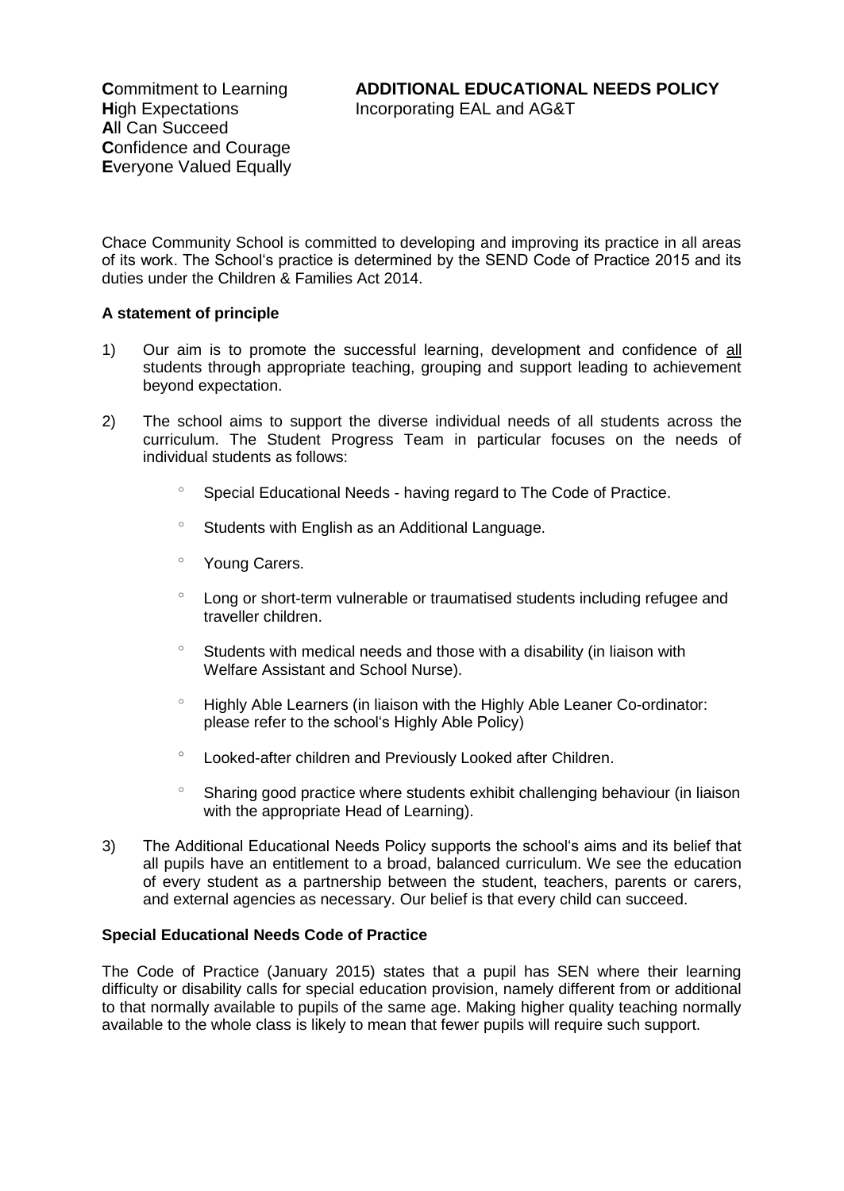**C**ommitment to Learning
**H**igh Expectations
**A**ll Can Succeed
**C**onfidence and Courage
**E**veryone Valued Equally

# ADDITIONAL EDUCATIONAL NEEDS POLICY

Incorporating EAL and AG&T

Chace Community School is committed to developing and improving its practice in all areas of its work. The School's practice is determined by the SEND Code of Practice 2015 and its duties under the Children & Families Act 2014.

**A statement of principle**

1) Our aim is to promote the successful learning, development and confidence of <u>all</u> students through appropriate teaching, grouping and support leading to achievement beyond expectation.

2) The school aims to support the diverse individual needs of all students across the curriculum. The Student Progress Team in particular focuses on the needs of individual students as follows:

   - Special Educational Needs - having regard to The Code of Practice.
   - Students with English as an Additional Language.
   - Young Carers.
   - Long or short-term vulnerable or traumatised students including refugee and traveller children.
   - Students with medical needs and those with a disability (in liaison with Welfare Assistant and School Nurse).
   - Highly Able Learners (in liaison with the Highly Able Leaner Co-ordinator: please refer to the school's Highly Able Policy)
   - Looked-after children and Previously Looked after Children.
   - Sharing good practice where students exhibit challenging behaviour (in liaison with the appropriate Head of Learning).

3) The Additional Educational Needs Policy supports the school's aims and its belief that all pupils have an entitlement to a broad, balanced curriculum. We see the education of every student as a partnership between the student, teachers, parents or carers, and external agencies as necessary. Our belief is that every child can succeed.

**Special Educational Needs Code of Practice**

The Code of Practice (January 2015) states that a pupil has SEN where their learning difficulty or disability calls for special education provision, namely different from or additional to that normally available to pupils of the same age. Making higher quality teaching normally available to the whole class is likely to mean that fewer pupils will require such support.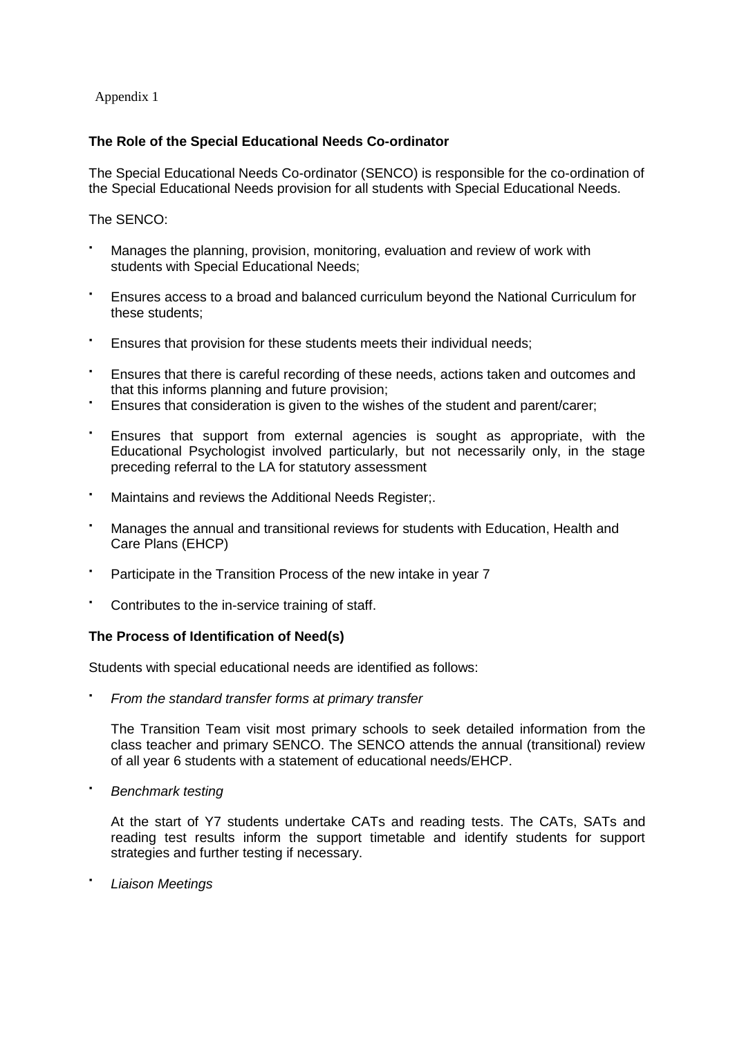Appendix 1

**The Role of the Special Educational Needs Co-ordinator**

The Special Educational Needs Co-ordinator (SENCO) is responsible for the co-ordination of the Special Educational Needs provision for all students with Special Educational Needs.

The SENCO:

- Manages the planning, provision, monitoring, evaluation and review of work with students with Special Educational Needs;
- Ensures access to a broad and balanced curriculum beyond the National Curriculum for these students;
- Ensures that provision for these students meets their individual needs;
- Ensures that there is careful recording of these needs, actions taken and outcomes and that this informs planning and future provision;
- Ensures that consideration is given to the wishes of the student and parent/carer;
- Ensures that support from external agencies is sought as appropriate, with the Educational Psychologist involved particularly, but not necessarily only, in the stage preceding referral to the LA for statutory assessment
- Maintains and reviews the Additional Needs Register;.
- Manages the annual and transitional reviews for students with Education, Health and Care Plans (EHCP)
- Participate in the Transition Process of the new intake in year 7
- Contributes to the in-service training of staff.

**The Process of Identification of Need(s)**

Students with special educational needs are identified as follows:

- *From the standard transfer forms at primary transfer*

  The Transition Team visit most primary schools to seek detailed information from the class teacher and primary SENCO. The SENCO attends the annual (transitional) review of all year 6 students with a statement of educational needs/EHCP.

- *Benchmark testing*

  At the start of Y7 students undertake CATs and reading tests. The CATs, SATs and reading test results inform the support timetable and identify students for support strategies and further testing if necessary.

- *Liaison Meetings*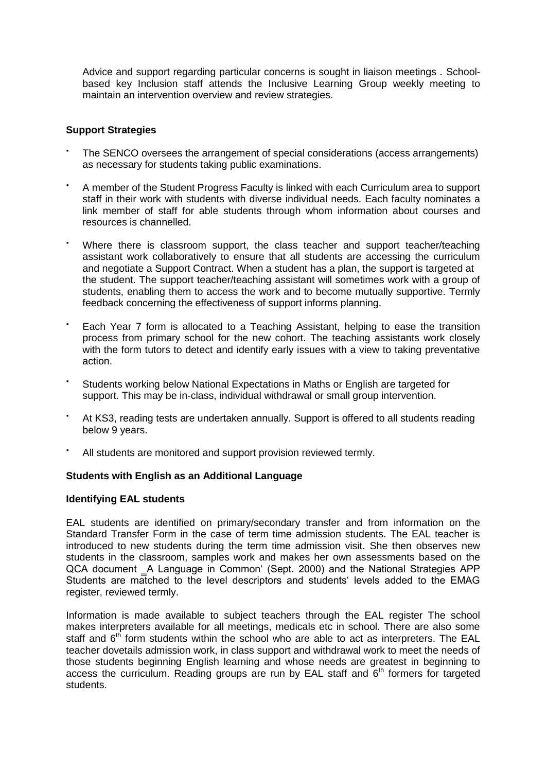Advice and support regarding particular concerns is sought in liaison meetings . School-based key Inclusion staff attends the Inclusive Learning Group weekly meeting to maintain an intervention overview and review strategies.

**Support Strategies**

- The SENCO oversees the arrangement of special considerations (access arrangements) as necessary for students taking public examinations.
- A member of the Student Progress Faculty is linked with each Curriculum area to support staff in their work with students with diverse individual needs. Each faculty nominates a link member of staff for able students through whom information about courses and resources is channelled.
- Where there is classroom support, the class teacher and support teacher/teaching assistant work collaboratively to ensure that all students are accessing the curriculum and negotiate a Support Contract. When a student has a plan, the support is targeted at the student. The support teacher/teaching assistant will sometimes work with a group of students, enabling them to access the work and to become mutually supportive. Termly feedback concerning the effectiveness of support informs planning.
- Each Year 7 form is allocated to a Teaching Assistant, helping to ease the transition process from primary school for the new cohort. The teaching assistants work closely with the form tutors to detect and identify early issues with a view to taking preventative action.
- Students working below National Expectations in Maths or English are targeted for support. This may be in-class, individual withdrawal or small group intervention.
- At KS3, reading tests are undertaken annually. Support is offered to all students reading below 9 years.
- All students are monitored and support provision reviewed termly.

**Students with English as an Additional Language**

**Identifying EAL students**

EAL students are identified on primary/secondary transfer and from information on the Standard Transfer Form in the case of term time admission students. The EAL teacher is introduced to new students during the term time admission visit. She then observes new students in the classroom, samples work and makes her own assessments based on the QCA document _A Language in Common' (Sept. 2000) and the National Strategies APP Students are matched to the level descriptors and students' levels added to the EMAG register, reviewed termly.

Information is made available to subject teachers through the EAL register The school makes interpreters available for all meetings, medicals etc in school. There are also some staff and 6th form students within the school who are able to act as interpreters. The EAL teacher dovetails admission work, in class support and withdrawal work to meet the needs of those students beginning English learning and whose needs are greatest in beginning to access the curriculum. Reading groups are run by EAL staff and 6th formers for targeted students.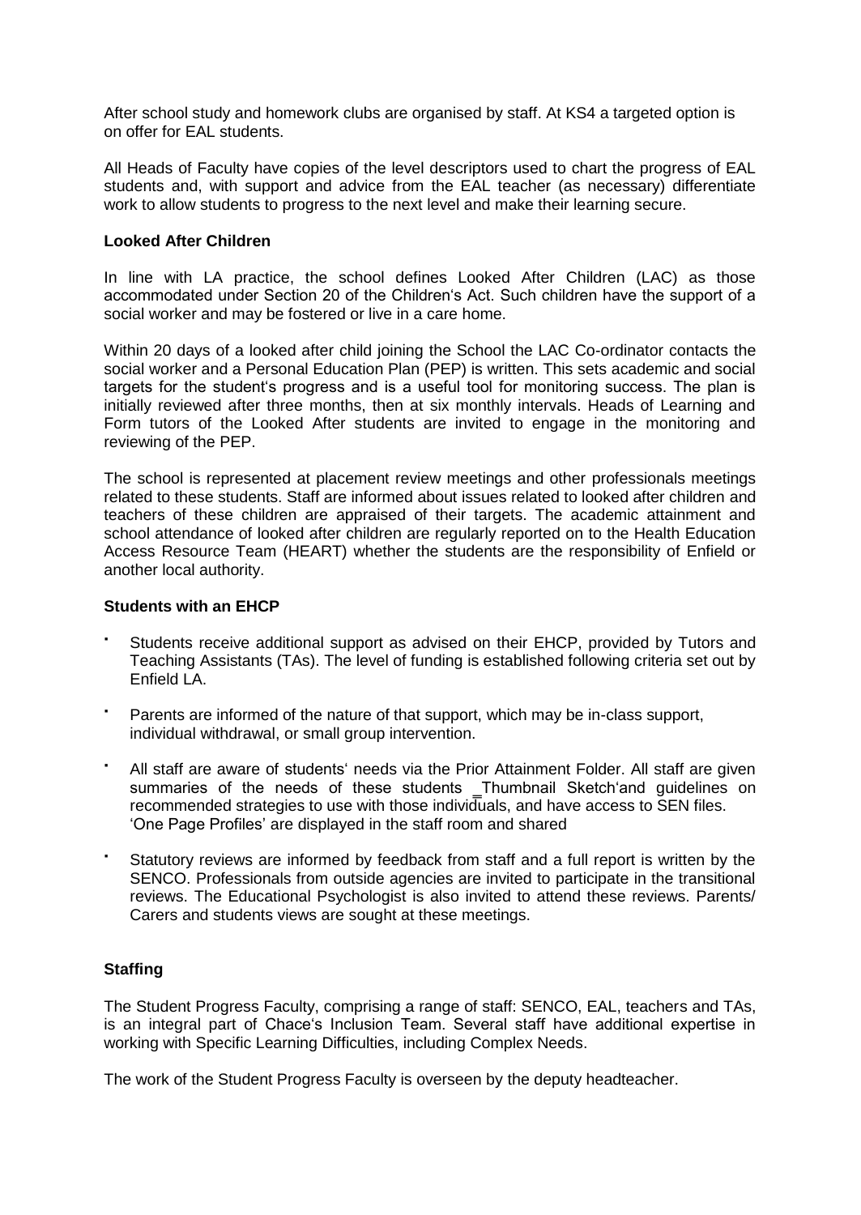After school study and homework clubs are organised by staff. At KS4 a targeted option is on offer for EAL students.

All Heads of Faculty have copies of the level descriptors used to chart the progress of EAL students and, with support and advice from the EAL teacher (as necessary) differentiate work to allow students to progress to the next level and make their learning secure.

**Looked After Children**

In line with LA practice, the school defines Looked After Children (LAC) as those accommodated under Section 20 of the Children's Act. Such children have the support of a social worker and may be fostered or live in a care home.

Within 20 days of a looked after child joining the School the LAC Co-ordinator contacts the social worker and a Personal Education Plan (PEP) is written. This sets academic and social targets for the student's progress and is a useful tool for monitoring success. The plan is initially reviewed after three months, then at six monthly intervals. Heads of Learning and Form tutors of the Looked After students are invited to engage in the monitoring and reviewing of the PEP.

The school is represented at placement review meetings and other professionals meetings related to these students. Staff are informed about issues related to looked after children and teachers of these children are appraised of their targets. The academic attainment and school attendance of looked after children are regularly reported on to the Health Education Access Resource Team (HEART) whether the students are the responsibility of Enfield or another local authority.

**Students with an EHCP**

- Students receive additional support as advised on their EHCP, provided by Tutors and Teaching Assistants (TAs). The level of funding is established following criteria set out by Enfield LA.
- Parents are informed of the nature of that support, which may be in-class support, individual withdrawal, or small group intervention.
- All staff are aware of students' needs via the Prior Attainment Folder. All staff are given summaries of the needs of these students ‗Thumbnail Sketch'and guidelines on recommended strategies to use with those individuals, and have access to SEN files. 'One Page Profiles' are displayed in the staff room and shared
- Statutory reviews are informed by feedback from staff and a full report is written by the SENCO. Professionals from outside agencies are invited to participate in the transitional reviews. The Educational Psychologist is also invited to attend these reviews. Parents/ Carers and students views are sought at these meetings.

**Staffing**

The Student Progress Faculty, comprising a range of staff: SENCO, EAL, teachers and TAs, is an integral part of Chace's Inclusion Team. Several staff have additional expertise in working with Specific Learning Difficulties, including Complex Needs.

The work of the Student Progress Faculty is overseen by the deputy headteacher.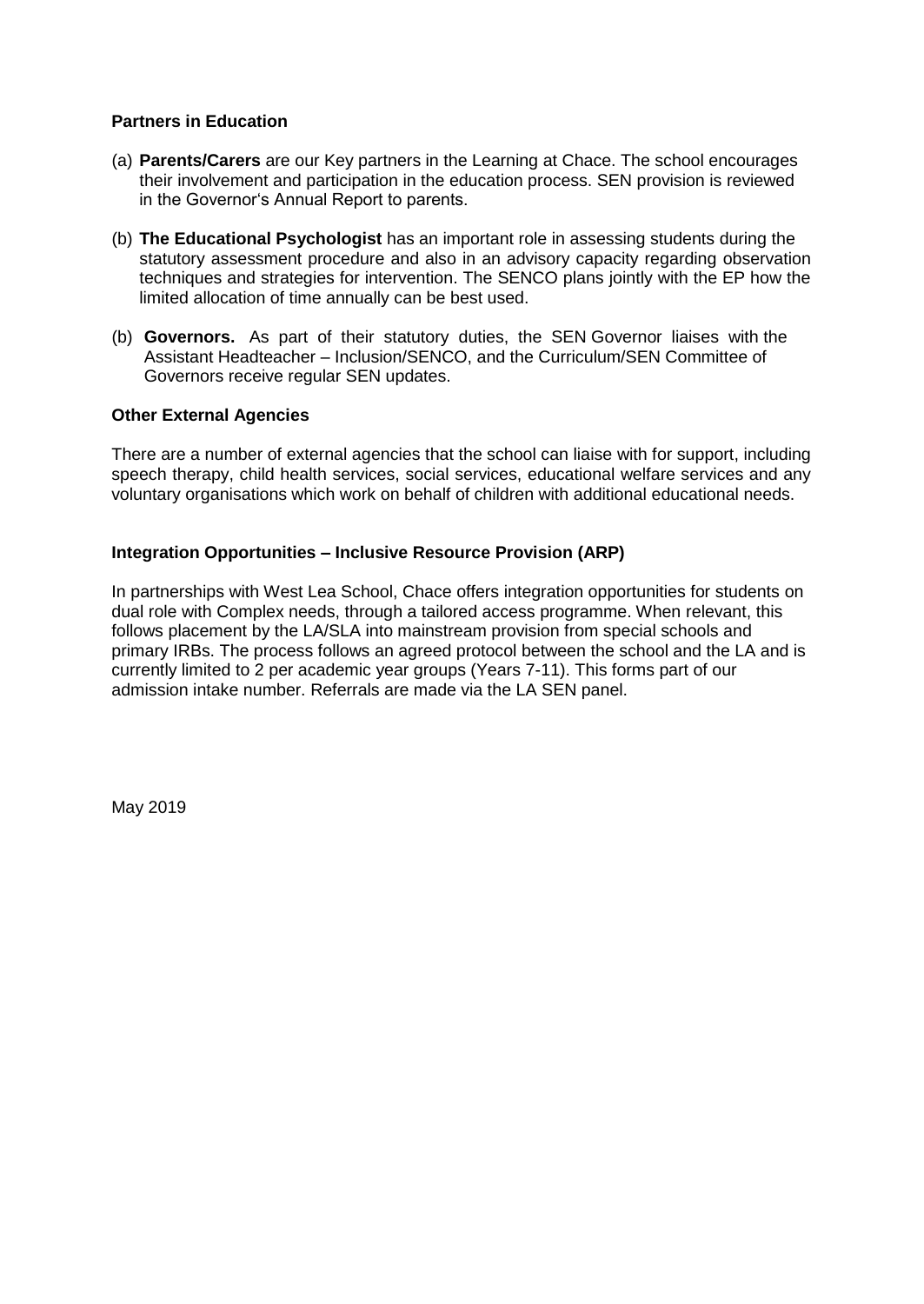**Partners in Education**

(a) **Parents/Carers** are our Key partners in the Learning at Chace. The school encourages their involvement and participation in the education process. SEN provision is reviewed in the Governor's Annual Report to parents.

(b) **The Educational Psychologist** has an important role in assessing students during the statutory assessment procedure and also in an advisory capacity regarding observation techniques and strategies for intervention. The SENCO plans jointly with the EP how the limited allocation of time annually can be best used.

(b) **Governors.** As part of their statutory duties, the SEN Governor liaises with the Assistant Headteacher – Inclusion/SENCO, and the Curriculum/SEN Committee of Governors receive regular SEN updates.

**Other External Agencies**

There are a number of external agencies that the school can liaise with for support, including speech therapy, child health services, social services, educational welfare services and any voluntary organisations which work on behalf of children with additional educational needs.

**Integration Opportunities – Inclusive Resource Provision (ARP)**

In partnerships with West Lea School, Chace offers integration opportunities for students on dual role with Complex needs, through a tailored access programme. When relevant, this follows placement by the LA/SLA into mainstream provision from special schools and primary IRBs. The process follows an agreed protocol between the school and the LA and is currently limited to 2 per academic year groups (Years 7-11). This forms part of our admission intake number. Referrals are made via the LA SEN panel.

May 2019